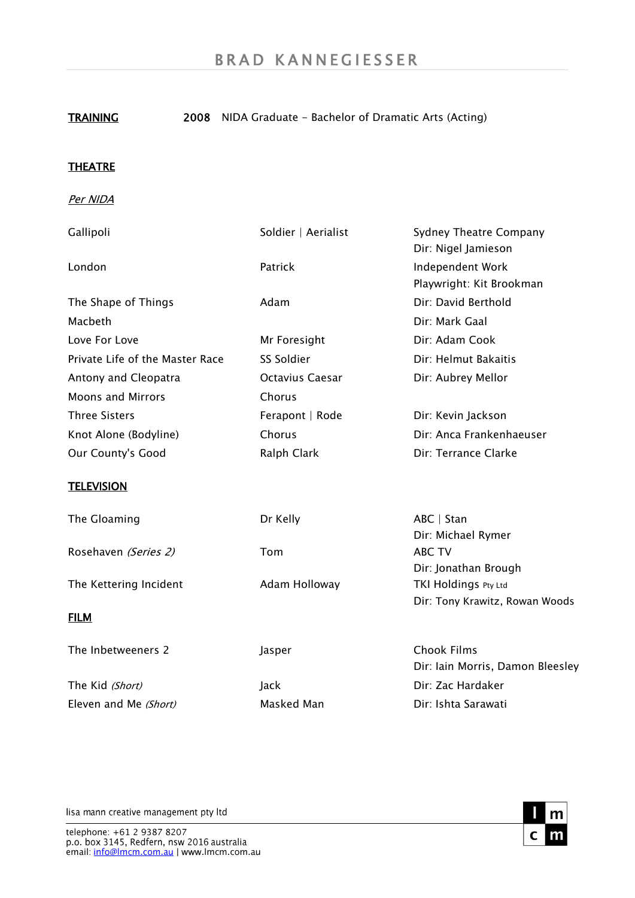# BRAD KANNEGIESSER

**TRAINING** **2008** NIDA Graduate - Bachelor of Dramatic Arts (Acting)

## THEATRE

*Per NIDA*

| | | |
|---|---|---|
| Gallipoli | Soldier \| Aerialist | Sydney Theatre Company<br>Dir: Nigel Jamieson |
| London | Patrick | Independent Work<br>Playwright: Kit Brookman |
| The Shape of Things | Adam | Dir: David Berthold |
| Macbeth | | Dir: Mark Gaal |
| Love For Love | Mr Foresight | Dir: Adam Cook |
| Private Life of the Master Race | SS Soldier | Dir: Helmut Bakaitis |
| Antony and Cleopatra | Octavius Caesar | Dir: Aubrey Mellor |
| Moons and Mirrors | Chorus | |
| Three Sisters | Ferapont \| Rode | Dir: Kevin Jackson |
| Knot Alone (Bodyline) | Chorus | Dir: Anca Frankenhaeuser |
| Our County's Good | Ralph Clark | Dir: Terrance Clarke |

## TELEVISION

| | | |
|---|---|---|
| The Gloaming | Dr Kelly | ABC \| Stan<br>Dir: Michael Rymer |
| Rosehaven *(Series 2)* | Tom | ABC TV<br>Dir: Jonathan Brough |
| The Kettering Incident | Adam Holloway | TKI Holdings Pty Ltd<br>Dir: Tony Krawitz, Rowan Woods |

## FILM

| | | |
|---|---|---|
| The Inbetweeners 2 | Jasper | Chook Films<br>Dir: Iain Morris, Damon Bleesley |
| The Kid *(Short)* | Jack | Dir: Zac Hardaker |
| Eleven and Me *(Short)* | Masked Man | Dir: Ishta Sarawati |

lisa mann creative management pty ltd

telephone: +61 2 9387 8207
p.o. box 3145, Redfern, nsw 2016 australia
email: info@lmcm.com.au | www.lmcm.com.au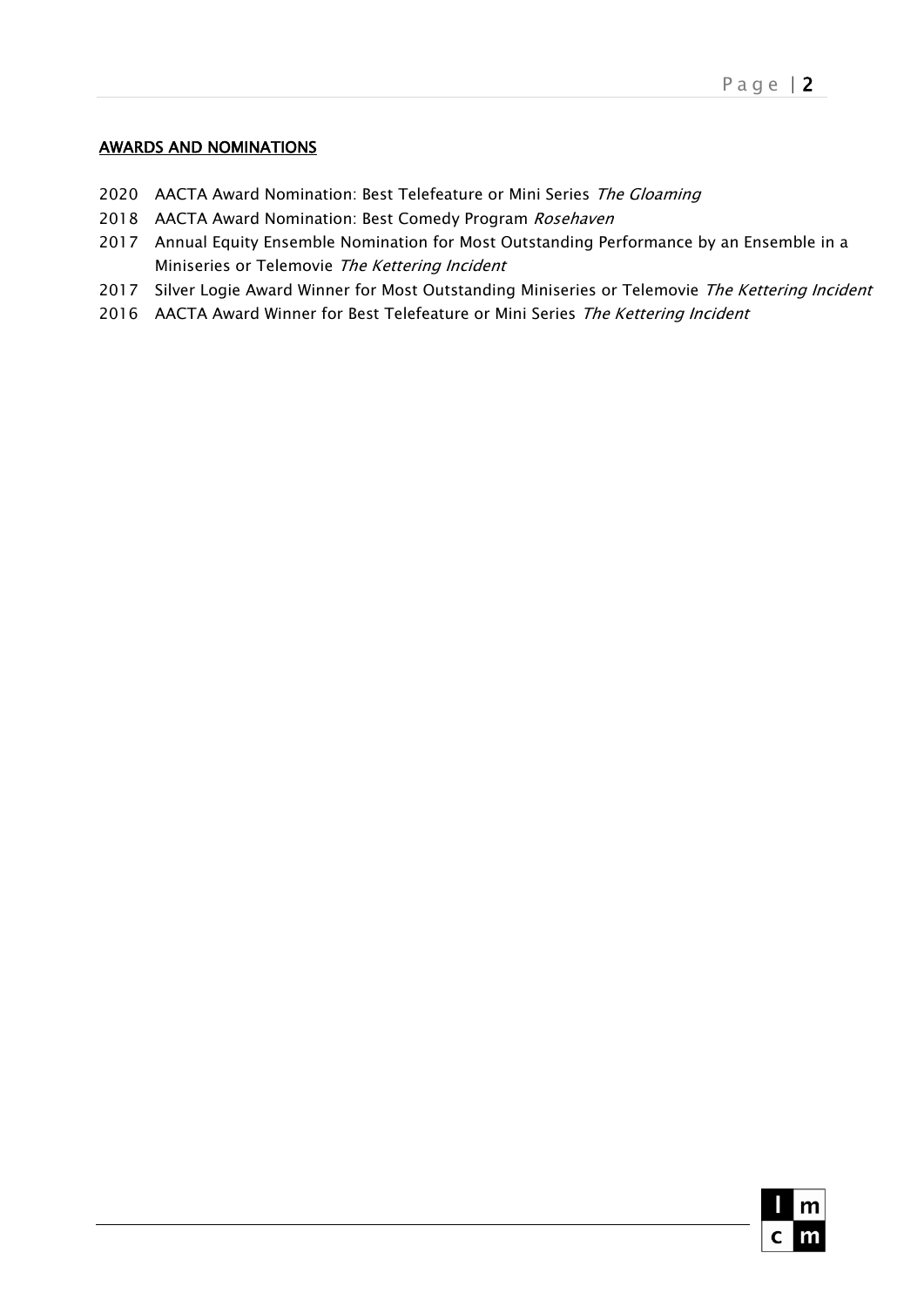## AWARDS AND NOMINATIONS

2020 AACTA Award Nomination: Best Telefeature or Mini Series *The Gloaming*

2018 AACTA Award Nomination: Best Comedy Program *Rosehaven*

2017 Annual Equity Ensemble Nomination for Most Outstanding Performance by an Ensemble in a Miniseries or Telemovie *The Kettering Incident*

2017 Silver Logie Award Winner for Most Outstanding Miniseries or Telemovie *The Kettering Incident*

2016 AACTA Award Winner for Best Telefeature or Mini Series *The Kettering Incident*